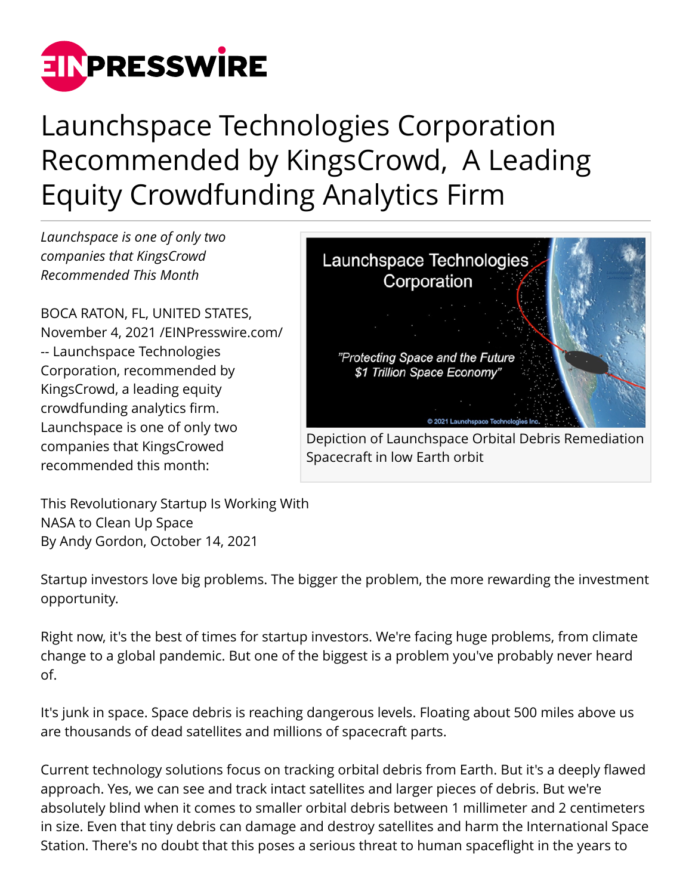# Launchspace Technologies Corporation Recommended by KingsCrowd, A Leading Equity Crowdfunding Analytics Firm

*Launchspace is one of only two companies that KingsCrowd Recommended This Month*

Depiction of Launchspace Orbital Debris Remediation Spacecraft in low Earth orbit

BOCA RATON, FL, UNITED STATES, November 4, 2021 /EINPresswire.com/ -- Launchspace Technologies Corporation, recommended by KingsCrowd, a leading equity crowdfunding analytics firm. Launchspace is one of only two companies that KingsCrowed recommended this month:

This Revolutionary Startup Is Working With NASA to Clean Up Space
By Andy Gordon, October 14, 2021

Startup investors love big problems. The bigger the problem, the more rewarding the investment opportunity.

Right now, it's the best of times for startup investors. We're facing huge problems, from climate change to a global pandemic. But one of the biggest is a problem you've probably never heard of.

It's junk in space. Space debris is reaching dangerous levels. Floating about 500 miles above us are thousands of dead satellites and millions of spacecraft parts.

Current technology solutions focus on tracking orbital debris from Earth. But it's a deeply flawed approach. Yes, we can see and track intact satellites and larger pieces of debris. But we're absolutely blind when it comes to smaller orbital debris between 1 millimeter and 2 centimeters in size. Even that tiny debris can damage and destroy satellites and harm the International Space Station. There's no doubt that this poses a serious threat to human spaceflight in the years to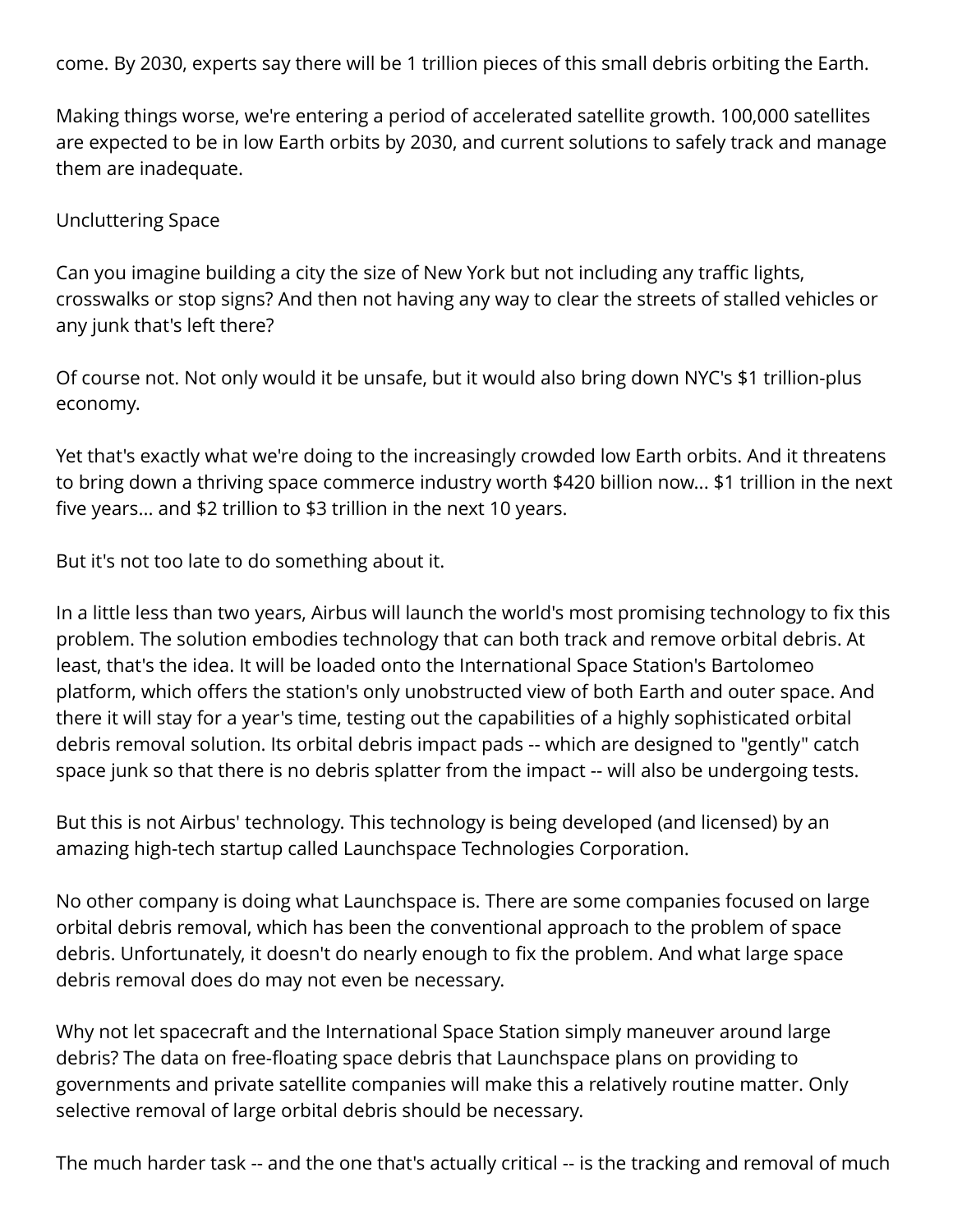come. By 2030, experts say there will be 1 trillion pieces of this small debris orbiting the Earth.

Making things worse, we're entering a period of accelerated satellite growth. 100,000 satellites are expected to be in low Earth orbits by 2030, and current solutions to safely track and manage them are inadequate.

## Uncluttering Space

Can you imagine building a city the size of New York but not including any traffic lights, crosswalks or stop signs? And then not having any way to clear the streets of stalled vehicles or any junk that's left there?

Of course not. Not only would it be unsafe, but it would also bring down NYC's $1 trillion-plus economy.

Yet that's exactly what we're doing to the increasingly crowded low Earth orbits. And it threatens to bring down a thriving space commerce industry worth $420 billion now... $1 trillion in the next five years... and $2 trillion to $3 trillion in the next 10 years.

But it's not too late to do something about it.

In a little less than two years, Airbus will launch the world's most promising technology to fix this problem. The solution embodies technology that can both track and remove orbital debris. At least, that's the idea. It will be loaded onto the International Space Station's Bartolomeo platform, which offers the station's only unobstructed view of both Earth and outer space. And there it will stay for a year's time, testing out the capabilities of a highly sophisticated orbital debris removal solution. Its orbital debris impact pads -- which are designed to "gently" catch space junk so that there is no debris splatter from the impact -- will also be undergoing tests.

But this is not Airbus' technology. This technology is being developed (and licensed) by an amazing high-tech startup called Launchspace Technologies Corporation.

No other company is doing what Launchspace is. There are some companies focused on large orbital debris removal, which has been the conventional approach to the problem of space debris. Unfortunately, it doesn't do nearly enough to fix the problem. And what large space debris removal does do may not even be necessary.

Why not let spacecraft and the International Space Station simply maneuver around large debris? The data on free-floating space debris that Launchspace plans on providing to governments and private satellite companies will make this a relatively routine matter. Only selective removal of large orbital debris should be necessary.

The much harder task -- and the one that's actually critical -- is the tracking and removal of much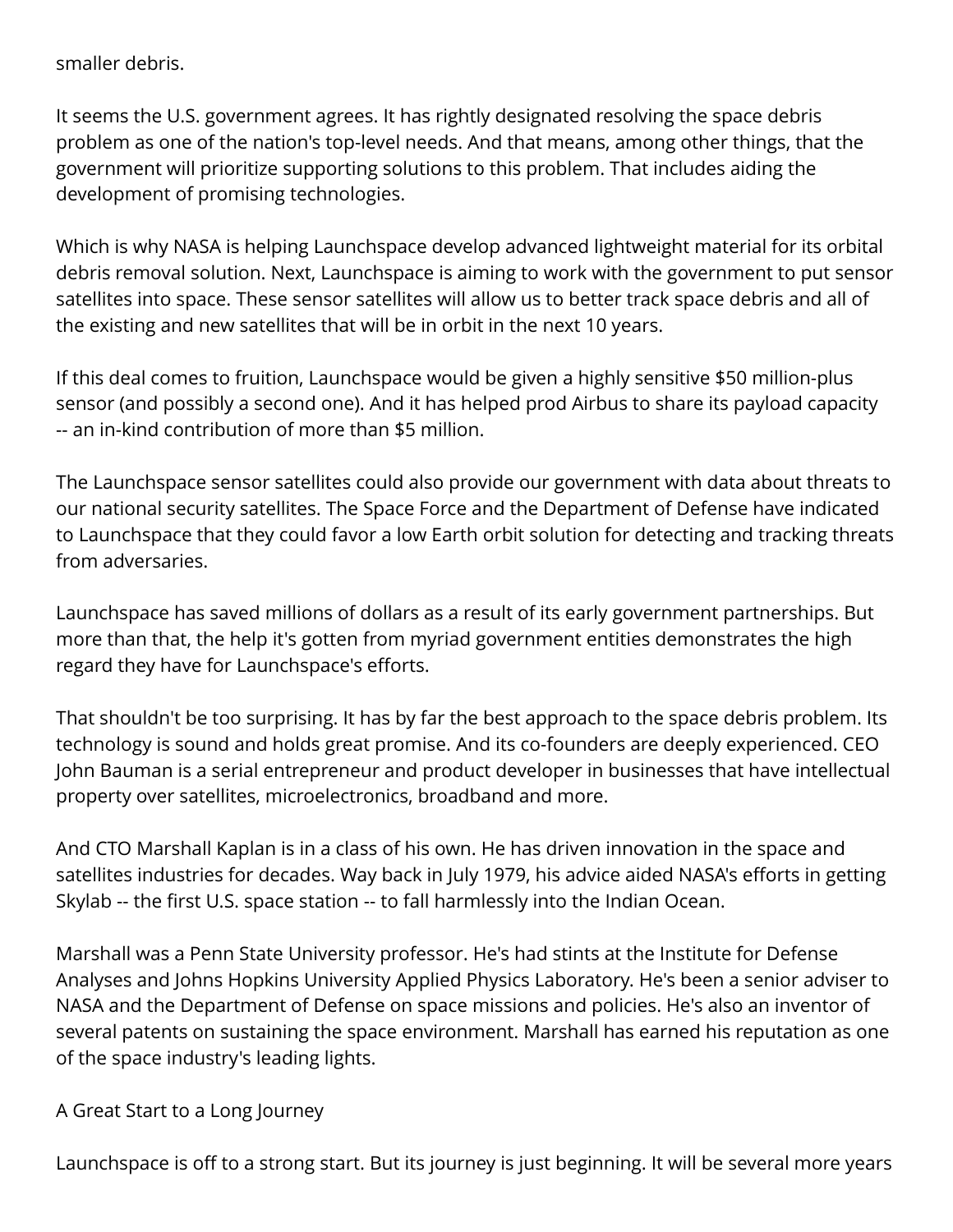smaller debris.

It seems the U.S. government agrees. It has rightly designated resolving the space debris problem as one of the nation's top-level needs. And that means, among other things, that the government will prioritize supporting solutions to this problem. That includes aiding the development of promising technologies.

Which is why NASA is helping Launchspace develop advanced lightweight material for its orbital debris removal solution. Next, Launchspace is aiming to work with the government to put sensor satellites into space. These sensor satellites will allow us to better track space debris and all of the existing and new satellites that will be in orbit in the next 10 years.

If this deal comes to fruition, Launchspace would be given a highly sensitive $50 million-plus sensor (and possibly a second one). And it has helped prod Airbus to share its payload capacity -- an in-kind contribution of more than $5 million.

The Launchspace sensor satellites could also provide our government with data about threats to our national security satellites. The Space Force and the Department of Defense have indicated to Launchspace that they could favor a low Earth orbit solution for detecting and tracking threats from adversaries.

Launchspace has saved millions of dollars as a result of its early government partnerships. But more than that, the help it's gotten from myriad government entities demonstrates the high regard they have for Launchspace's efforts.

That shouldn't be too surprising. It has by far the best approach to the space debris problem. Its technology is sound and holds great promise. And its co-founders are deeply experienced. CEO John Bauman is a serial entrepreneur and product developer in businesses that have intellectual property over satellites, microelectronics, broadband and more.

And CTO Marshall Kaplan is in a class of his own. He has driven innovation in the space and satellites industries for decades. Way back in July 1979, his advice aided NASA's efforts in getting Skylab -- the first U.S. space station -- to fall harmlessly into the Indian Ocean.

Marshall was a Penn State University professor. He's had stints at the Institute for Defense Analyses and Johns Hopkins University Applied Physics Laboratory. He's been a senior adviser to NASA and the Department of Defense on space missions and policies. He's also an inventor of several patents on sustaining the space environment. Marshall has earned his reputation as one of the space industry's leading lights.

## A Great Start to a Long Journey

Launchspace is off to a strong start. But its journey is just beginning. It will be several more years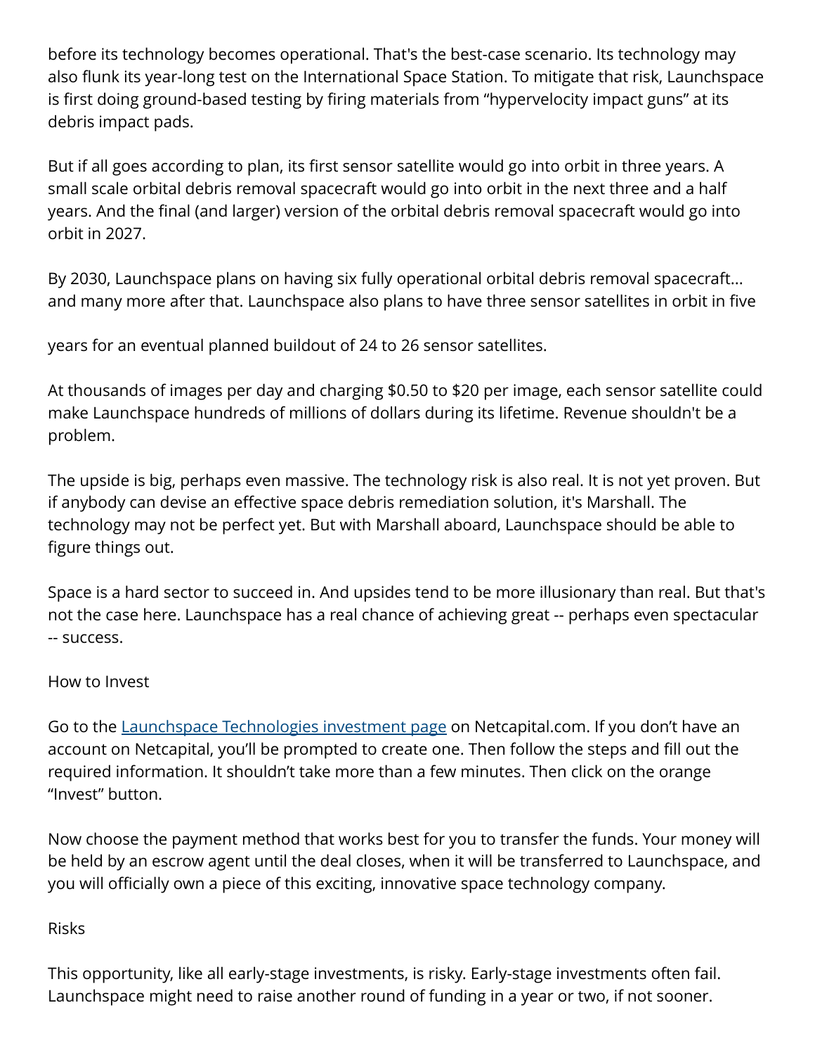before its technology becomes operational. That's the best-case scenario. Its technology may also flunk its year-long test on the International Space Station. To mitigate that risk, Launchspace is first doing ground-based testing by firing materials from "hypervelocity impact guns" at its debris impact pads.

But if all goes according to plan, its first sensor satellite would go into orbit in three years. A small scale orbital debris removal spacecraft would go into orbit in the next three and a half years. And the final (and larger) version of the orbital debris removal spacecraft would go into orbit in 2027.

By 2030, Launchspace plans on having six fully operational orbital debris removal spacecraft... and many more after that. Launchspace also plans to have three sensor satellites in orbit in five years for an eventual planned buildout of 24 to 26 sensor satellites.

At thousands of images per day and charging $0.50 to $20 per image, each sensor satellite could make Launchspace hundreds of millions of dollars during its lifetime. Revenue shouldn't be a problem.

The upside is big, perhaps even massive. The technology risk is also real. It is not yet proven. But if anybody can devise an effective space debris remediation solution, it's Marshall. The technology may not be perfect yet. But with Marshall aboard, Launchspace should be able to figure things out.

Space is a hard sector to succeed in. And upsides tend to be more illusionary than real. But that's not the case here. Launchspace has a real chance of achieving great -- perhaps even spectacular -- success.

## How to Invest

Go to the [Launchspace Technologies investment page] on Netcapital.com. If you don't have an account on Netcapital, you'll be prompted to create one. Then follow the steps and fill out the required information. It shouldn't take more than a few minutes. Then click on the orange "Invest" button.

Now choose the payment method that works best for you to transfer the funds. Your money will be held by an escrow agent until the deal closes, when it will be transferred to Launchspace, and you will officially own a piece of this exciting, innovative space technology company.

## Risks

This opportunity, like all early-stage investments, is risky. Early-stage investments often fail. Launchspace might need to raise another round of funding in a year or two, if not sooner.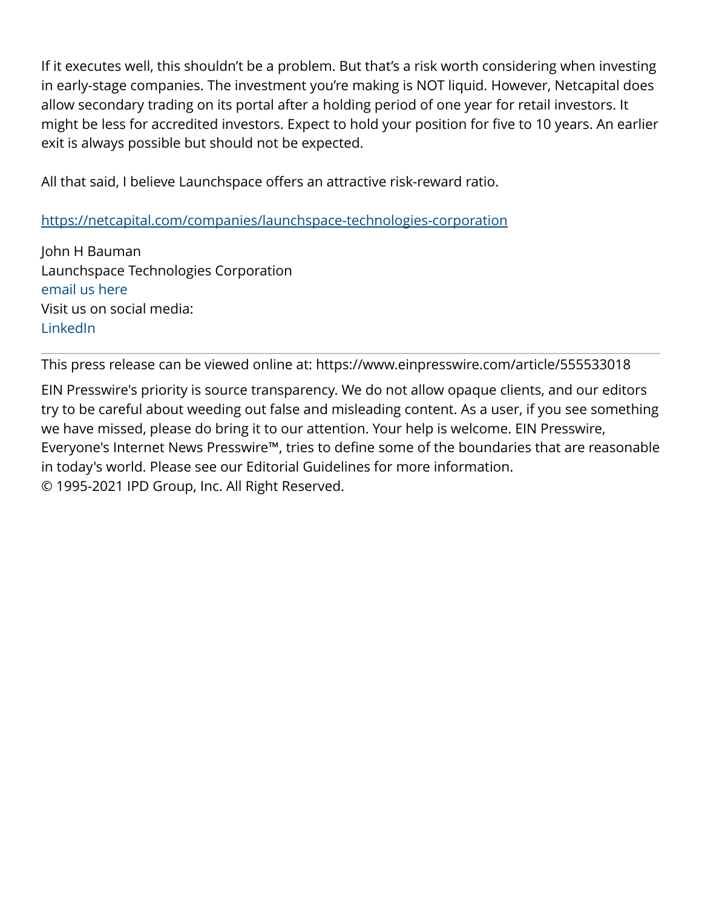If it executes well, this shouldn't be a problem. But that's a risk worth considering when investing in early-stage companies. The investment you're making is NOT liquid. However, Netcapital does allow secondary trading on its portal after a holding period of one year for retail investors. It might be less for accredited investors. Expect to hold your position for five to 10 years. An earlier exit is always possible but should not be expected.

All that said, I believe Launchspace offers an attractive risk-reward ratio.

https://netcapital.com/companies/launchspace-technologies-corporation

John H Bauman
Launchspace Technologies Corporation
email us here
Visit us on social media:
LinkedIn

---

This press release can be viewed online at: https://www.einpresswire.com/article/555533018

EIN Presswire's priority is source transparency. We do not allow opaque clients, and our editors try to be careful about weeding out false and misleading content. As a user, if you see something we have missed, please do bring it to our attention. Your help is welcome. EIN Presswire, Everyone's Internet News Presswire™, tries to define some of the boundaries that are reasonable in today's world. Please see our Editorial Guidelines for more information.
© 1995-2021 IPD Group, Inc. All Right Reserved.